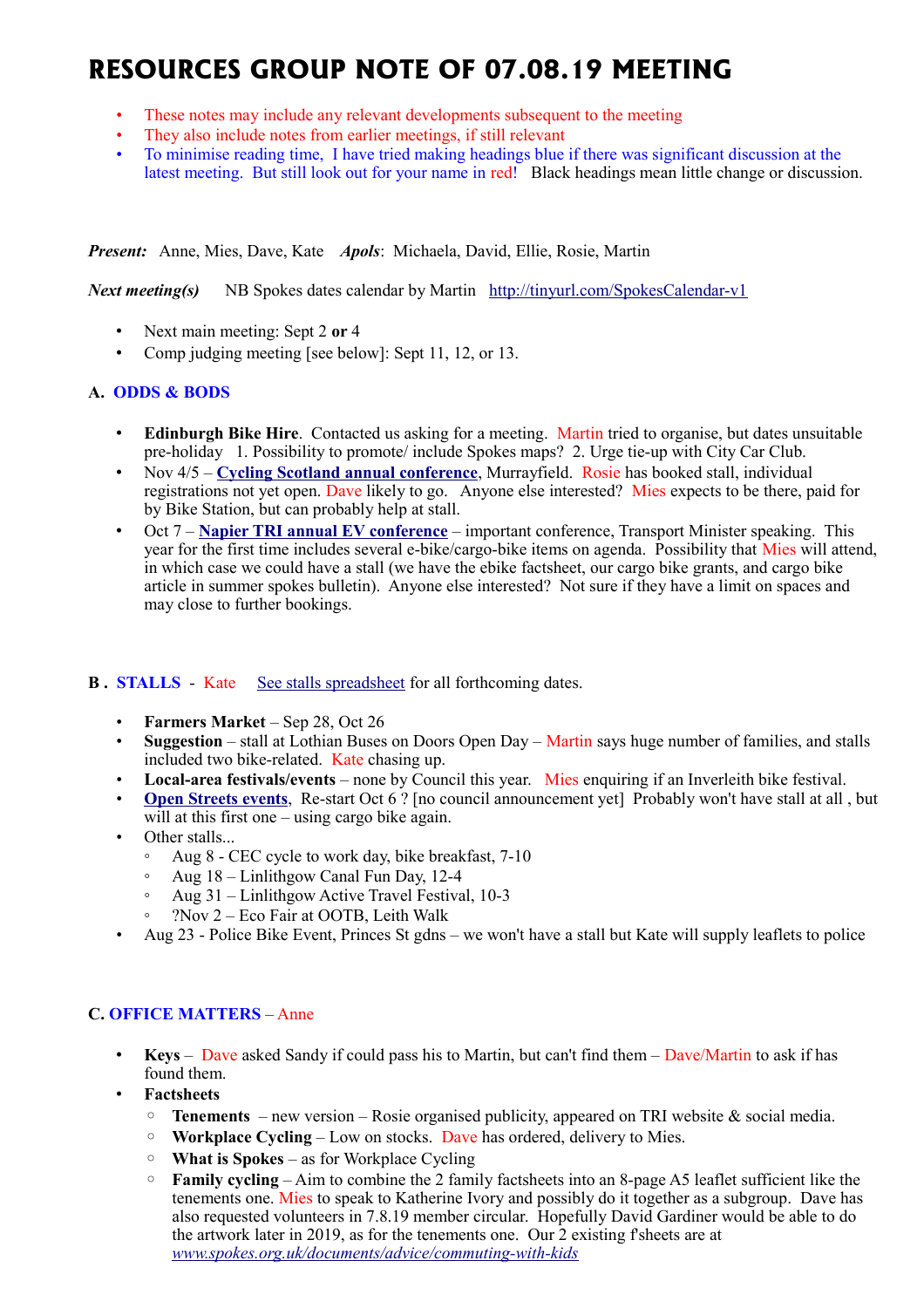# RESOURCES GROUP NOTE OF 07.08.19 MEETING

- These notes may include any relevant developments subsequent to the meeting
- They also include notes from earlier meetings, if still relevant
- To minimise reading time, I have tried making headings blue if there was significant discussion at the latest meeting. But still look out for your name in red! Black headings mean little change or discussion.

***Present:*** Anne, Mies, Dave, Kate ***Apols***: Michaela, David, Ellie, Rosie, Martin

***Next meeting(s)*** NB Spokes dates calendar by Martin http://tinyurl.com/SpokesCalendar-v1

- Next main meeting: Sept 2 **or** 4
- Comp judging meeting [see below]: Sept 11, 12, or 13.

### A. ODDS & BODS

- **Edinburgh Bike Hire**. Contacted us asking for a meeting. Martin tried to organise, but dates unsuitable pre-holiday 1. Possibility to promote/ include Spokes maps? 2. Urge tie-up with City Car Club.
- Nov 4/5 – **Cycling Scotland annual conference**, Murrayfield. Rosie has booked stall, individual registrations not yet open. Dave likely to go. Anyone else interested? Mies expects to be there, paid for by Bike Station, but can probably help at stall.
- Oct 7 – **Napier TRI annual EV conference** – important conference, Transport Minister speaking. This year for the first time includes several e-bike/cargo-bike items on agenda. Possibility that Mies will attend, in which case we could have a stall (we have the ebike factsheet, our cargo bike grants, and cargo bike article in summer spokes bulletin). Anyone else interested? Not sure if they have a limit on spaces and may close to further bookings.

### B . STALLS - Kate See stalls spreadsheet for all forthcoming dates.

- **Farmers Market** – Sep 28, Oct 26
- **Suggestion** – stall at Lothian Buses on Doors Open Day – Martin says huge number of families, and stalls included two bike-related. Kate chasing up.
- **Local-area festivals/events** – none by Council this year. Mies enquiring if an Inverleith bike festival.
- **Open Streets events**, Re-start Oct 6 ? [no council announcement yet] Probably won't have stall at all , but will at this first one – using cargo bike again.
- Other stalls...
  - Aug 8 - CEC cycle to work day, bike breakfast, 7-10
  - Aug 18 – Linlithgow Canal Fun Day, 12-4
  - Aug 31 – Linlithgow Active Travel Festival, 10-3
  - ?Nov 2 – Eco Fair at OOTB, Leith Walk
- Aug 23 - Police Bike Event, Princes St gdns – we won't have a stall but Kate will supply leaflets to police

### C. OFFICE MATTERS – Anne

- **Keys** – Dave asked Sandy if could pass his to Martin, but can't find them – Dave/Martin to ask if has found them.
- **Factsheets**
  - **Tenements** – new version – Rosie organised publicity, appeared on TRI website & social media.
  - **Workplace Cycling** – Low on stocks. Dave has ordered, delivery to Mies.
  - **What is Spokes** – as for Workplace Cycling
  - **Family cycling** – Aim to combine the 2 family factsheets into an 8-page A5 leaflet sufficient like the tenements one. Mies to speak to Katherine Ivory and possibly do it together as a subgroup. Dave has also requested volunteers in 7.8.19 member circular. Hopefully David Gardiner would be able to do the artwork later in 2019, as for the tenements one. Our 2 existing f'sheets are at *www.spokes.org.uk/documents/advice/commuting-with-kids*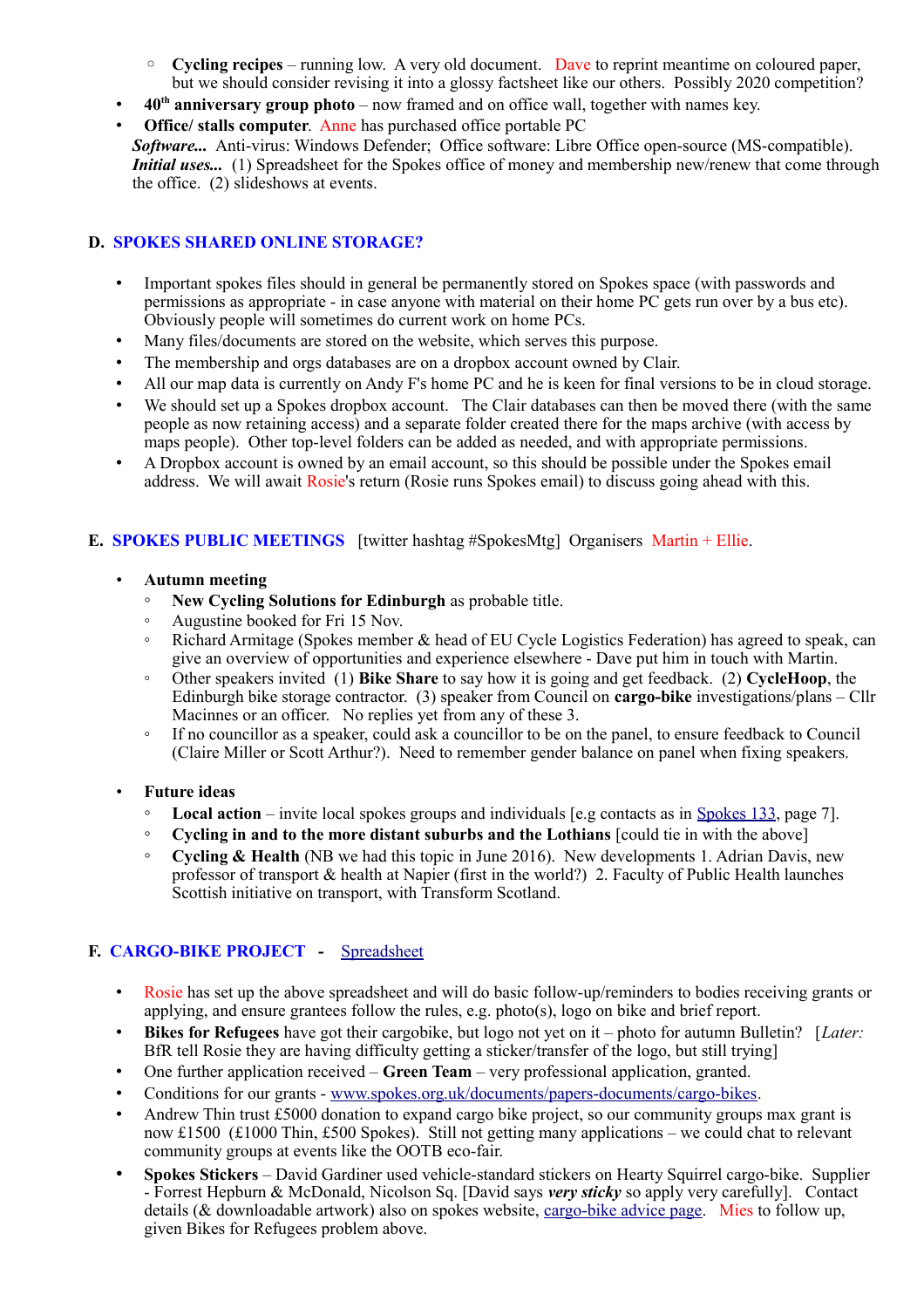- **Cycling recipes** – running low. A very old document. Dave to reprint meantime on coloured paper, but we should consider revising it into a glossy factsheet like our others. Possibly 2020 competition?
- **40th anniversary group photo** – now framed and on office wall, together with names key.
- **Office/ stalls computer**. Anne has purchased office portable PC

***Software...*** Anti-virus: Windows Defender; Office software: Libre Office open-source (MS-compatible).
***Initial uses...*** (1) Spreadsheet for the Spokes office of money and membership new/renew that come through the office. (2) slideshows at events.

## D. SPOKES SHARED ONLINE STORAGE?

- Important spokes files should in general be permanently stored on Spokes space (with passwords and permissions as appropriate - in case anyone with material on their home PC gets run over by a bus etc). Obviously people will sometimes do current work on home PCs.
- Many files/documents are stored on the website, which serves this purpose.
- The membership and orgs databases are on a dropbox account owned by Clair.
- All our map data is currently on Andy F's home PC and he is keen for final versions to be in cloud storage.
- We should set up a Spokes dropbox account. The Clair databases can then be moved there (with the same people as now retaining access) and a separate folder created there for the maps archive (with access by maps people). Other top-level folders can be added as needed, and with appropriate permissions.
- A Dropbox account is owned by an email account, so this should be possible under the Spokes email address. We will await Rosie's return (Rosie runs Spokes email) to discuss going ahead with this.

## E. SPOKES PUBLIC MEETINGS [twitter hashtag #SpokesMtg] Organisers Martin + Ellie.

- **Autumn meeting**
    - **New Cycling Solutions for Edinburgh** as probable title.
    - Augustine booked for Fri 15 Nov.
    - Richard Armitage (Spokes member & head of EU Cycle Logistics Federation) has agreed to speak, can give an overview of opportunities and experience elsewhere - Dave put him in touch with Martin.
    - Other speakers invited (1) **Bike Share** to say how it is going and get feedback. (2) **CycleHoop**, the Edinburgh bike storage contractor. (3) speaker from Council on **cargo-bike** investigations/plans – Cllr Macinnes or an officer. No replies yet from any of these 3.
    - If no councillor as a speaker, could ask a councillor to be on the panel, to ensure feedback to Council (Claire Miller or Scott Arthur?). Need to remember gender balance on panel when fixing speakers.

- **Future ideas**
    - **Local action** – invite local spokes groups and individuals [e.g contacts as in Spokes 133, page 7].
    - **Cycling in and to the more distant suburbs and the Lothians** [could tie in with the above]
    - **Cycling & Health** (NB we had this topic in June 2016). New developments 1. Adrian Davis, new professor of transport & health at Napier (first in the world?) 2. Faculty of Public Health launches Scottish initiative on transport, with Transform Scotland.

## F. CARGO-BIKE PROJECT - Spreadsheet

- Rosie has set up the above spreadsheet and will do basic follow-up/reminders to bodies receiving grants or applying, and ensure grantees follow the rules, e.g. photo(s), logo on bike and brief report.
- **Bikes for Refugees** have got their cargobike, but logo not yet on it – photo for autumn Bulletin? [*Later:* BfR tell Rosie they are having difficulty getting a sticker/transfer of the logo, but still trying]
- One further application received – **Green Team** – very professional application, granted.
- Conditions for our grants - www.spokes.org.uk/documents/papers-documents/cargo-bikes.
- Andrew Thin trust £5000 donation to expand cargo bike project, so our community groups max grant is now £1500 (£1000 Thin, £500 Spokes). Still not getting many applications – we could chat to relevant community groups at events like the OOTB eco-fair.
- **Spokes Stickers** – David Gardiner used vehicle-standard stickers on Hearty Squirrel cargo-bike. Supplier - Forrest Hepburn & McDonald, Nicolson Sq. [David says ***very sticky*** so apply very carefully]. Contact details (& downloadable artwork) also on spokes website, cargo-bike advice page. Mies to follow up, given Bikes for Refugees problem above.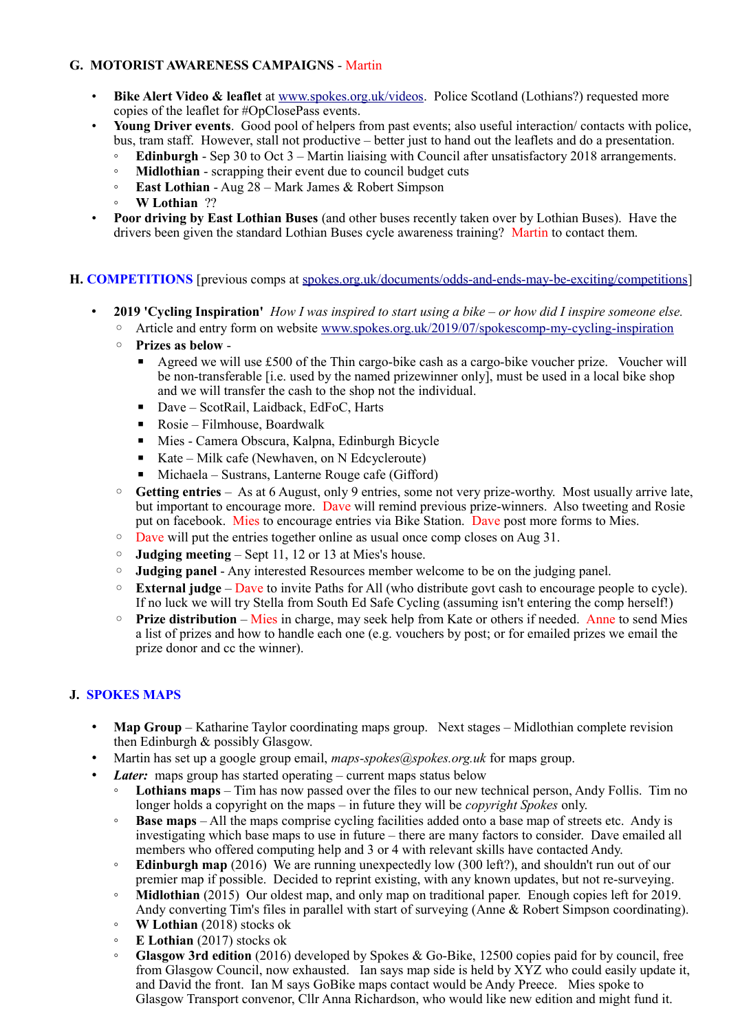## G. MOTORIST AWARENESS CAMPAIGNS - Martin

- **Bike Alert Video & leaflet** at www.spokes.org.uk/videos. Police Scotland (Lothians?) requested more copies of the leaflet for #OpClosePass events.
- **Young Driver events**. Good pool of helpers from past events; also useful interaction/ contacts with police, bus, tram staff. However, stall not productive – better just to hand out the leaflets and do a presentation.
  - **Edinburgh** - Sep 30 to Oct 3 – Martin liaising with Council after unsatisfactory 2018 arrangements.
  - **Midlothian** - scrapping their event due to council budget cuts
  - **East Lothian** - Aug 28 – Mark James & Robert Simpson
  - **W Lothian** ??
- **Poor driving by East Lothian Buses** (and other buses recently taken over by Lothian Buses). Have the drivers been given the standard Lothian Buses cycle awareness training? Martin to contact them.

## H. COMPETITIONS [previous comps at spokes.org.uk/documents/odds-and-ends-may-be-exciting/competitions]

- **2019 'Cycling Inspiration'** *How I was inspired to start using a bike – or how did I inspire someone else.*
  - Article and entry form on website www.spokes.org.uk/2019/07/spokescomp-my-cycling-inspiration
  - **Prizes as below** -
    - Agreed we will use £500 of the Thin cargo-bike cash as a cargo-bike voucher prize. Voucher will be non-transferable [i.e. used by the named prizewinner only], must be used in a local bike shop and we will transfer the cash to the shop not the individual.
    - Dave – ScotRail, Laidback, EdFoC, Harts
    - Rosie – Filmhouse, Boardwalk
    - Mies - Camera Obscura, Kalpna, Edinburgh Bicycle
    - Kate – Milk cafe (Newhaven, on N Edcycleroute)
    - Michaela – Sustrans, Lanterne Rouge cafe (Gifford)
  - **Getting entries** – As at 6 August, only 9 entries, some not very prize-worthy. Most usually arrive late, but important to encourage more. Dave will remind previous prize-winners. Also tweeting and Rosie put on facebook. Mies to encourage entries via Bike Station. Dave post more forms to Mies.
  - Dave will put the entries together online as usual once comp closes on Aug 31.
  - **Judging meeting** – Sept 11, 12 or 13 at Mies's house.
  - **Judging panel** - Any interested Resources member welcome to be on the judging panel.
  - **External judge** – Dave to invite Paths for All (who distribute govt cash to encourage people to cycle). If no luck we will try Stella from South Ed Safe Cycling (assuming isn't entering the comp herself!)
  - **Prize distribution** – Mies in charge, may seek help from Kate or others if needed. Anne to send Mies a list of prizes and how to handle each one (e.g. vouchers by post; or for emailed prizes we email the prize donor and cc the winner).

## J. SPOKES MAPS

- **Map Group** – Katharine Taylor coordinating maps group. Next stages – Midlothian complete revision then Edinburgh & possibly Glasgow.
- Martin has set up a google group email, *maps-spokes@spokes.org.uk* for maps group.
- ***Later:*** maps group has started operating – current maps status below
  - **Lothians maps** – Tim has now passed over the files to our new technical person, Andy Follis. Tim no longer holds a copyright on the maps – in future they will be *copyright Spokes* only.
  - **Base maps** – All the maps comprise cycling facilities added onto a base map of streets etc. Andy is investigating which base maps to use in future – there are many factors to consider. Dave emailed all members who offered computing help and 3 or 4 with relevant skills have contacted Andy.
  - **Edinburgh map** (2016) We are running unexpectedly low (300 left?), and shouldn't run out of our premier map if possible. Decided to reprint existing, with any known updates, but not re-surveying.
  - **Midlothian** (2015) Our oldest map, and only map on traditional paper. Enough copies left for 2019. Andy converting Tim's files in parallel with start of surveying (Anne & Robert Simpson coordinating).
  - **W Lothian** (2018) stocks ok
  - **E Lothian** (2017) stocks ok
  - **Glasgow 3rd edition** (2016) developed by Spokes & Go-Bike, 12500 copies paid for by council, free from Glasgow Council, now exhausted. Ian says map side is held by XYZ who could easily update it, and David the front. Ian M says GoBike maps contact would be Andy Preece. Mies spoke to Glasgow Transport convenor, Cllr Anna Richardson, who would like new edition and might fund it.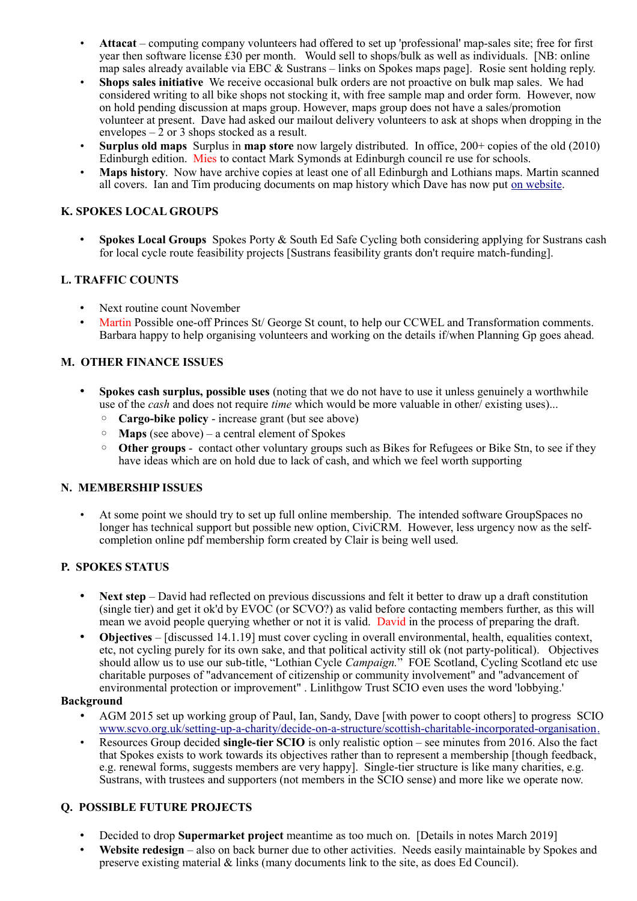- **Attacat** – computing company volunteers had offered to set up 'professional' map-sales site; free for first year then software license £30 per month. Would sell to shops/bulk as well as individuals. [NB: online map sales already available via EBC & Sustrans – links on Spokes maps page]. Rosie sent holding reply.
- **Shops sales initiative** We receive occasional bulk orders are not proactive on bulk map sales. We had considered writing to all bike shops not stocking it, with free sample map and order form. However, now on hold pending discussion at maps group. However, maps group does not have a sales/promotion volunteer at present. Dave had asked our mailout delivery volunteers to ask at shops when dropping in the envelopes – 2 or 3 shops stocked as a result.
- **Surplus old maps** Surplus in **map store** now largely distributed. In office, 200+ copies of the old (2010) Edinburgh edition. Mies to contact Mark Symonds at Edinburgh council re use for schools.
- **Maps history**. Now have archive copies at least one of all Edinburgh and Lothians maps. Martin scanned all covers. Ian and Tim producing documents on map history which Dave has now put on website.

## K. SPOKES LOCAL GROUPS

- **Spokes Local Groups** Spokes Porty & South Ed Safe Cycling both considering applying for Sustrans cash for local cycle route feasibility projects [Sustrans feasibility grants don't require match-funding].

## L. TRAFFIC COUNTS

- Next routine count November
- Martin Possible one-off Princes St/ George St count, to help our CCWEL and Transformation comments. Barbara happy to help organising volunteers and working on the details if/when Planning Gp goes ahead.

## M. OTHER FINANCE ISSUES

- **Spokes cash surplus, possible uses** (noting that we do not have to use it unless genuinely a worthwhile use of the *cash* and does not require *time* which would be more valuable in other/ existing uses)...
  - **Cargo-bike policy** - increase grant (but see above)
  - **Maps** (see above) – a central element of Spokes
  - **Other groups** - contact other voluntary groups such as Bikes for Refugees or Bike Stn, to see if they have ideas which are on hold due to lack of cash, and which we feel worth supporting

## N. MEMBERSHIP ISSUES

- At some point we should try to set up full online membership. The intended software GroupSpaces no longer has technical support but possible new option, CiviCRM. However, less urgency now as the self-completion online pdf membership form created by Clair is being well used.

## P. SPOKES STATUS

- **Next step** – David had reflected on previous discussions and felt it better to draw up a draft constitution (single tier) and get it ok'd by EVOC (or SCVO?) as valid before contacting members further, as this will mean we avoid people querying whether or not it is valid. David in the process of preparing the draft.
- **Objectives** – [discussed 14.1.19] must cover cycling in overall environmental, health, equalities context, etc, not cycling purely for its own sake, and that political activity still ok (not party-political). Objectives should allow us to use our sub-title, "Lothian Cycle *Campaign.*" FOE Scotland, Cycling Scotland etc use charitable purposes of "advancement of citizenship or community involvement" and "advancement of environmental protection or improvement" . Linlithgow Trust SCIO even uses the word 'lobbying.'

**Background**

- AGM 2015 set up working group of Paul, Ian, Sandy, Dave [with power to coopt others] to progress SCIO www.scvo.org.uk/setting-up-a-charity/decide-on-a-structure/scottish-charitable-incorporated-organisation.
- Resources Group decided **single-tier SCIO** is only realistic option – see minutes from 2016. Also the fact that Spokes exists to work towards its objectives rather than to represent a membership [though feedback, e.g. renewal forms, suggests members are very happy]. Single-tier structure is like many charities, e.g. Sustrans, with trustees and supporters (not members in the SCIO sense) and more like we operate now.

## Q. POSSIBLE FUTURE PROJECTS

- Decided to drop **Supermarket project** meantime as too much on. [Details in notes March 2019]
- **Website redesign** – also on back burner due to other activities. Needs easily maintainable by Spokes and preserve existing material & links (many documents link to the site, as does Ed Council).